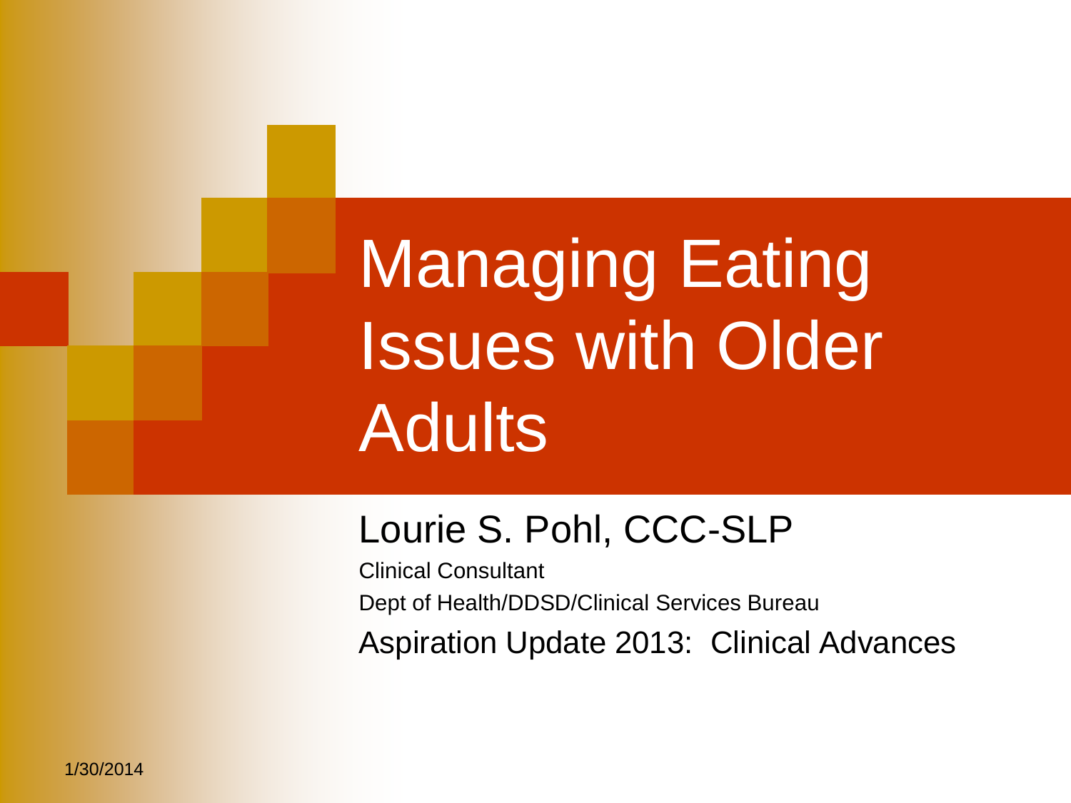# Managing Eating Issues with Older Adults

Lourie S. Pohl, CCC-SLP

Clinical Consultant

Dept of Health/DDSD/Clinical Services Bureau

Aspiration Update 2013: Clinical Advances

1/30/2014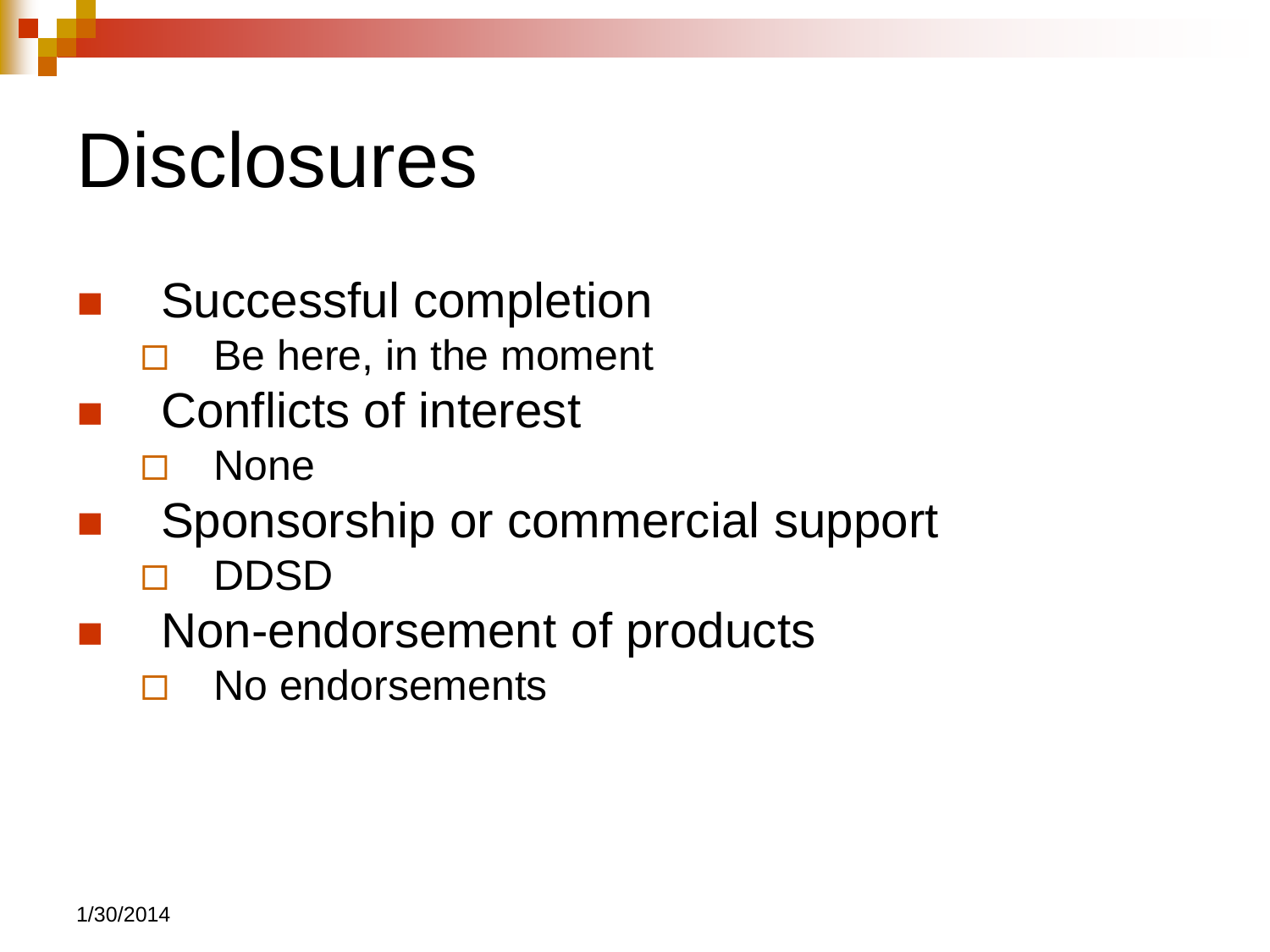# Disclosures

- Successful completion
  - Be here, in the moment
- Conflicts of interest
  - None
- Sponsorship or commercial support
  - DDSD
- Non-endorsement of products
  - No endorsements

1/30/2014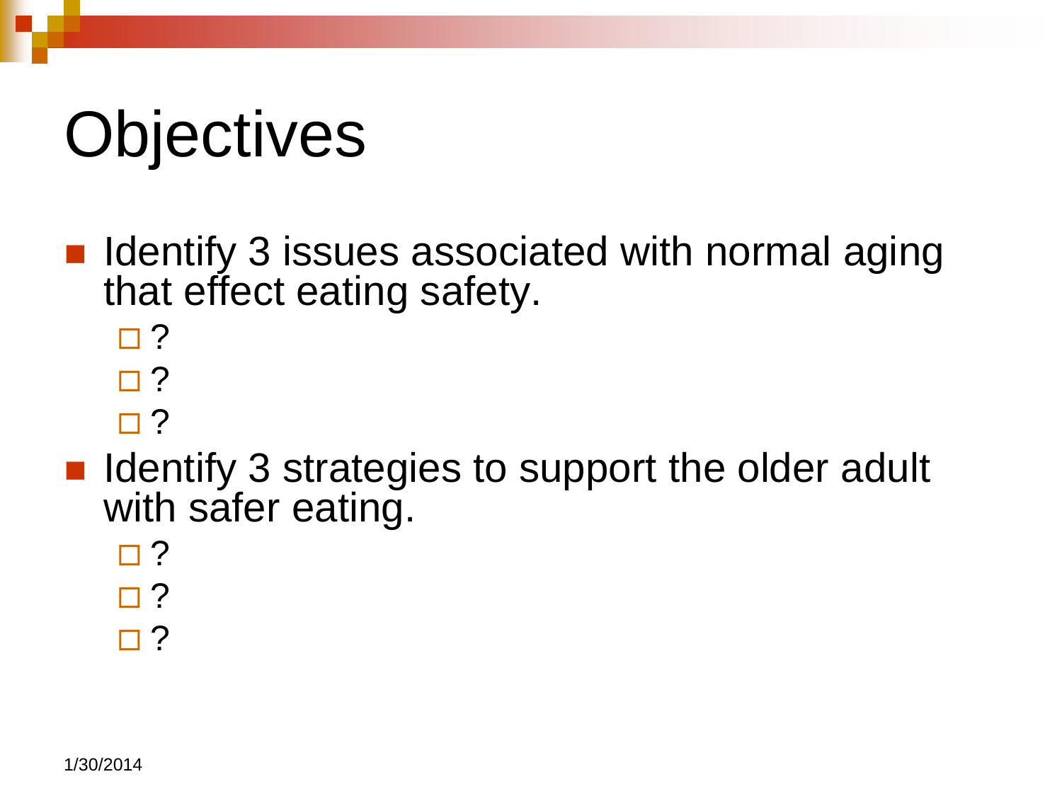# Objectives

- Identify 3 issues associated with normal aging that effect eating safety.
  - ?
  - ?
  - ?
- Identify 3 strategies to support the older adult with safer eating.
  - ?
  - ?
  - ?

1/30/2014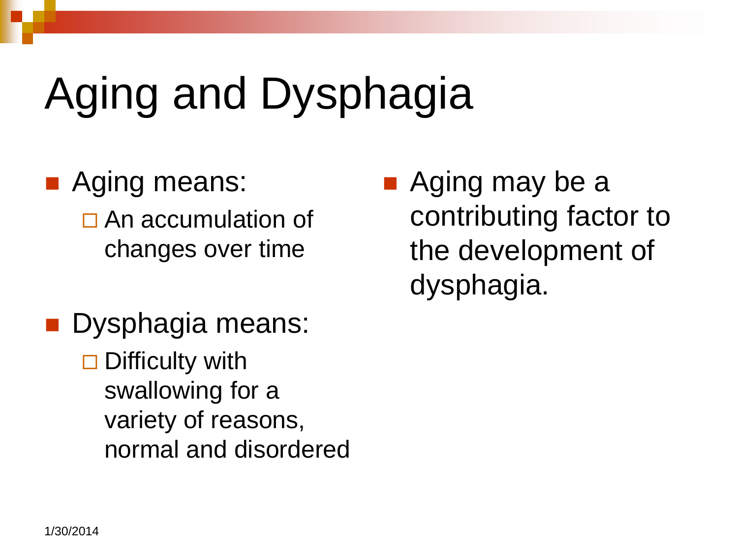# Aging and Dysphagia

- Aging means:
  - An accumulation of changes over time
- Dysphagia means:
  - Difficulty with swallowing for a variety of reasons, normal and disordered
- Aging may be a contributing factor to the development of dysphagia.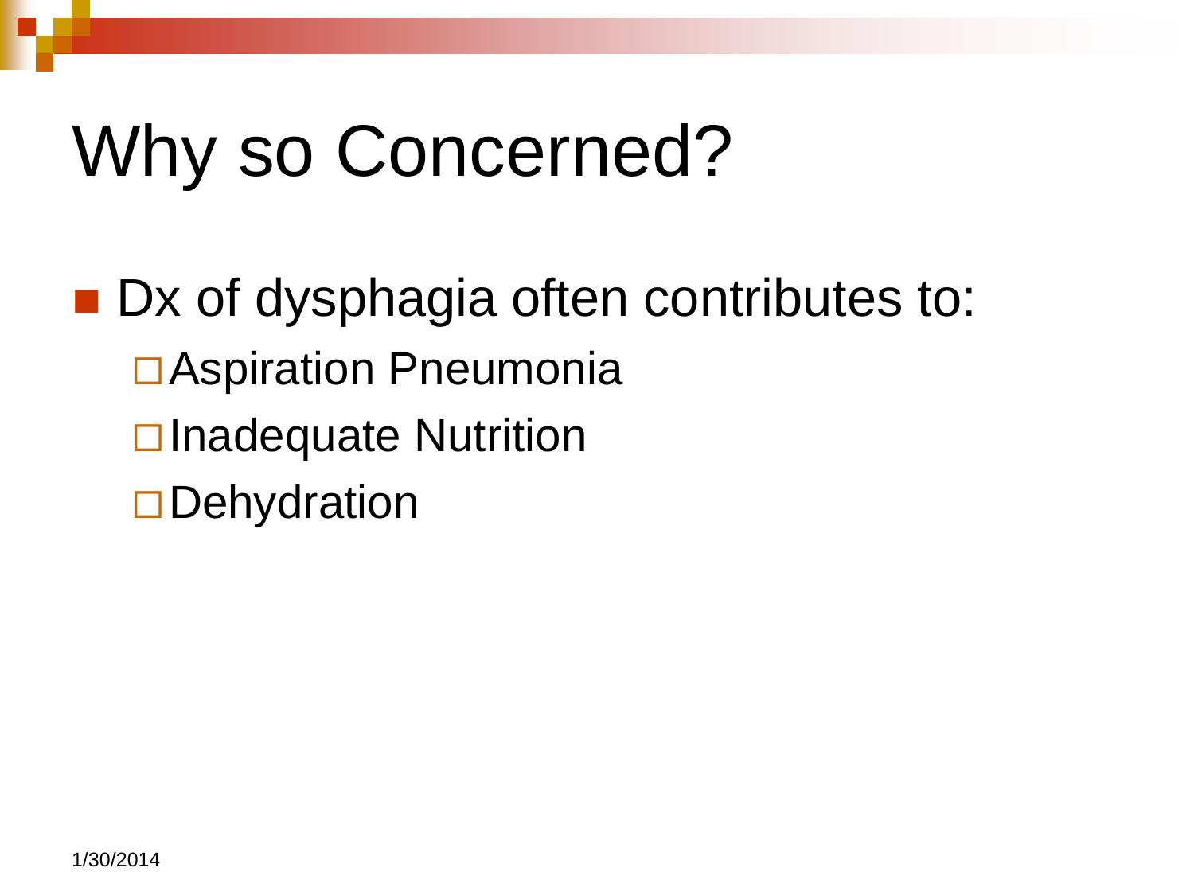# Why so Concerned?

- Dx of dysphagia often contributes to:
  - Aspiration Pneumonia
  - Inadequate Nutrition
  - Dehydration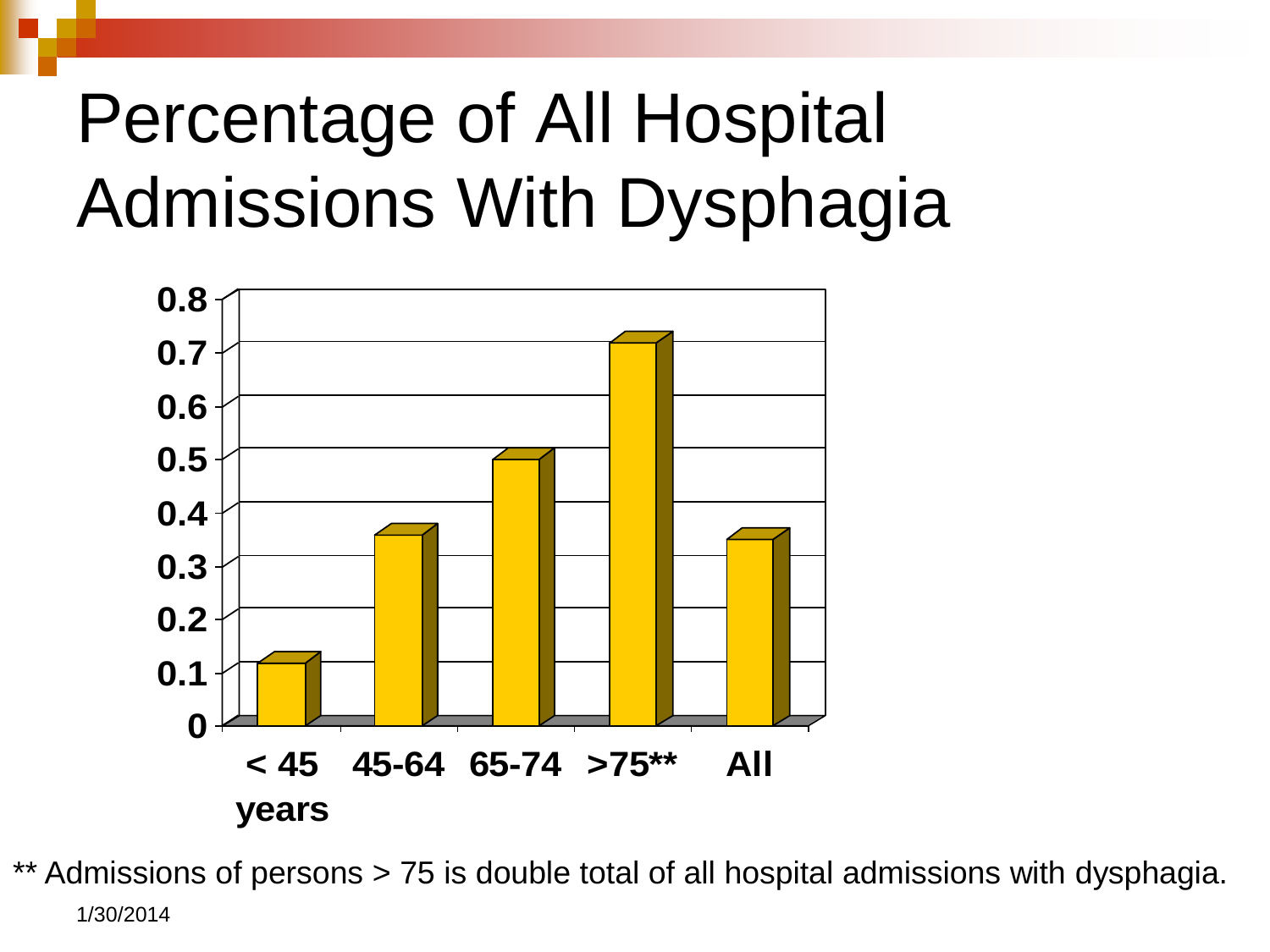# Percentage of All Hospital Admissions With Dysphagia

| Age group | Percentage |
|---|---|
| < 45 years | 0.11 |
| 45-64 | 0.35 |
| 65-74 | 0.49 |
| >75** | 0.71 |
| All | 0.34 |

** Admissions of persons > 75 is double total of all hospital admissions with dysphagia.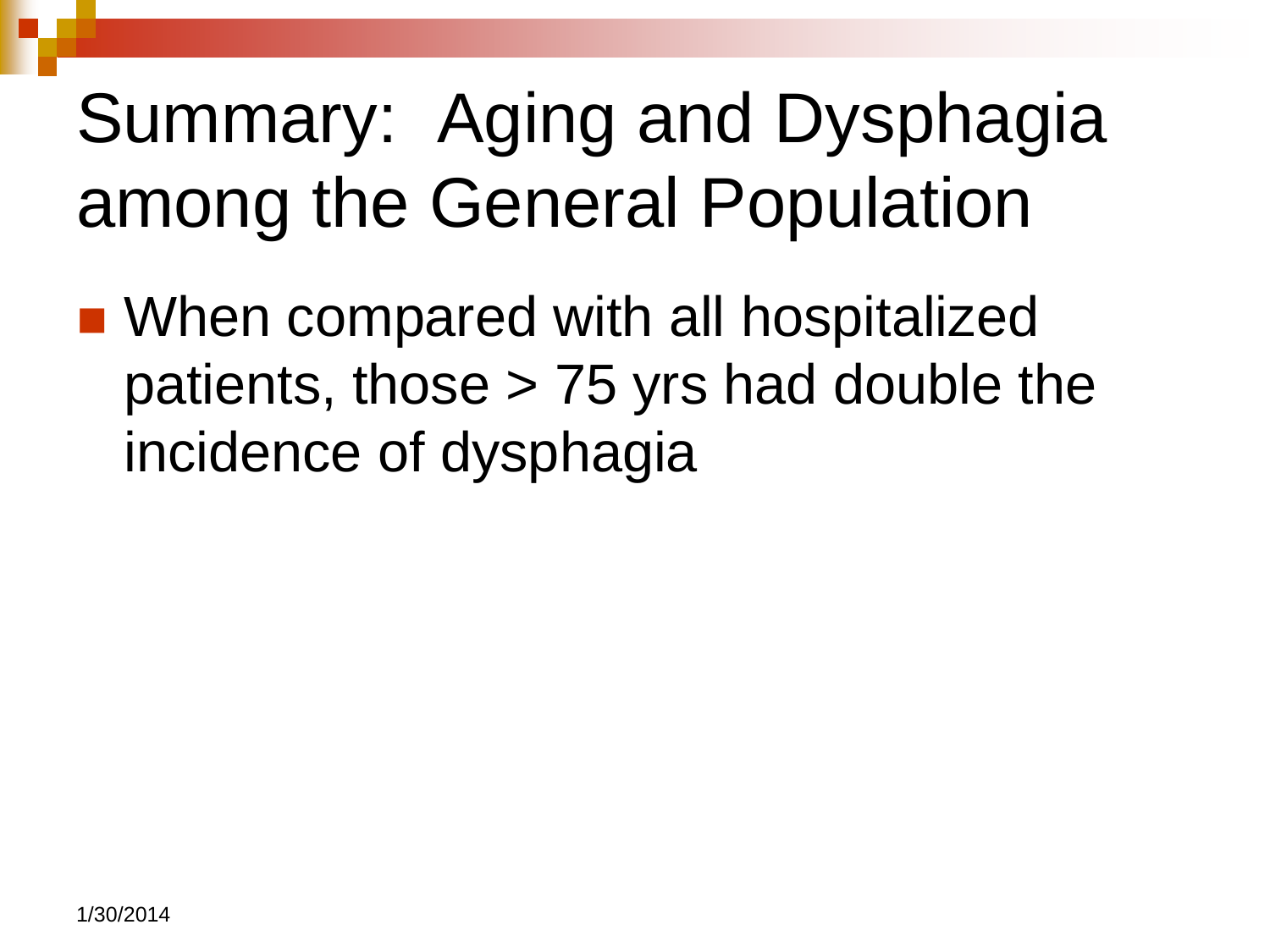# Summary: Aging and Dysphagia among the General Population

- When compared with all hospitalized patients, those > 75 yrs had double the incidence of dysphagia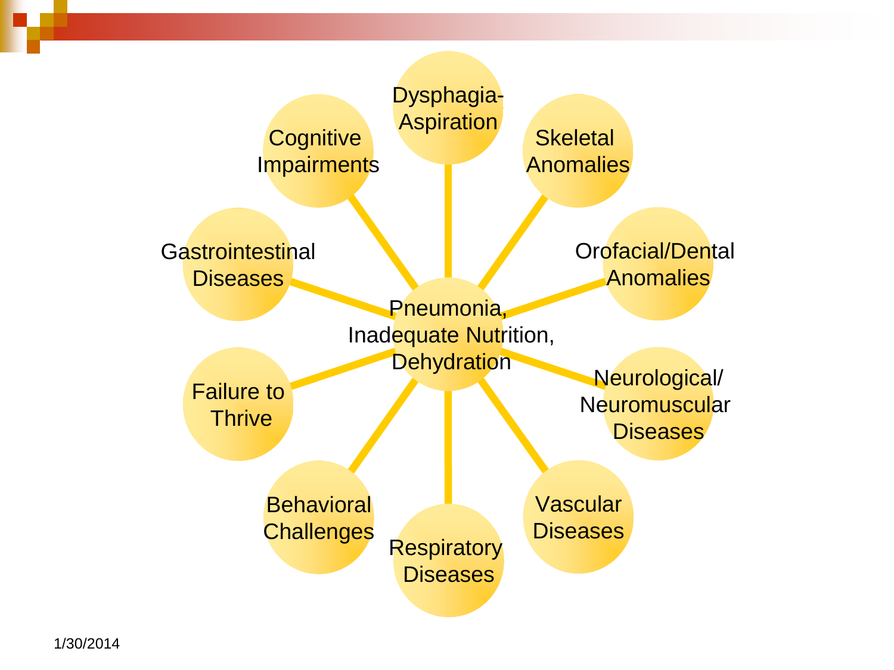Pneumonia, Inadequate Nutrition, Dehydration

- Dysphagia-Aspiration
- Skeletal Anomalies
- Orofacial/Dental Anomalies
- Neurological/Neuromuscular Diseases
- Vascular Diseases
- Respiratory Diseases
- Behavioral Challenges
- Failure to Thrive
- Gastrointestinal Diseases
- Cognitive Impairments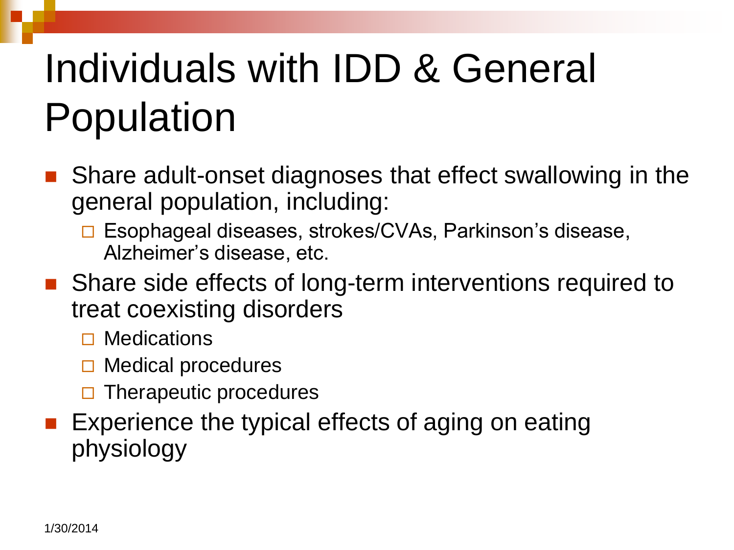# Individuals with IDD & General Population

- Share adult-onset diagnoses that effect swallowing in the general population, including:
  - Esophageal diseases, strokes/CVAs, Parkinson's disease, Alzheimer's disease, etc.
- Share side effects of long-term interventions required to treat coexisting disorders
  - Medications
  - Medical procedures
  - Therapeutic procedures
- Experience the typical effects of aging on eating physiology

1/30/2014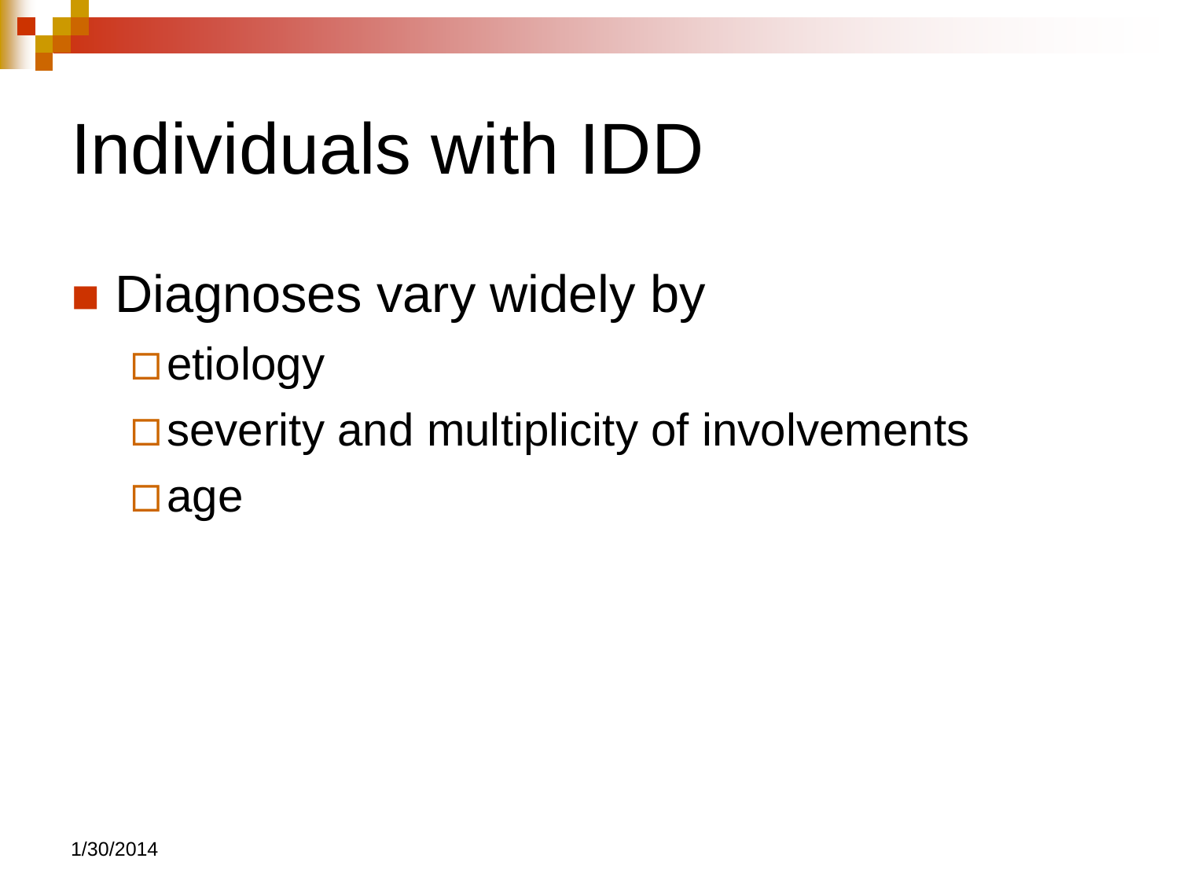# Individuals with IDD

- Diagnoses vary widely by
  - etiology
  - severity and multiplicity of involvements
  - age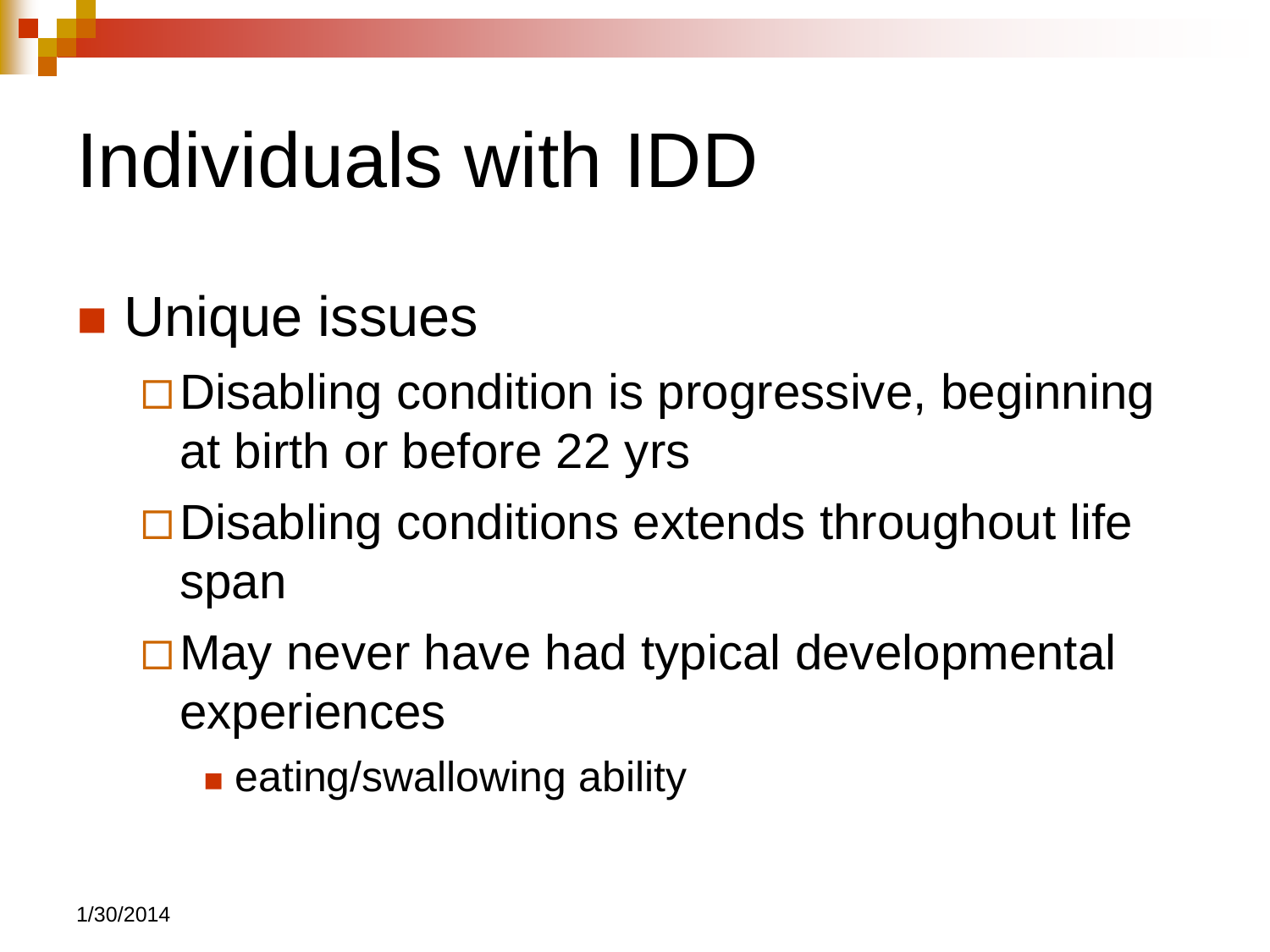# Individuals with IDD

- Unique issues
  - Disabling condition is progressive, beginning at birth or before 22 yrs
  - Disabling conditions extends throughout life span
  - May never have had typical developmental experiences
    - eating/swallowing ability

1/30/2014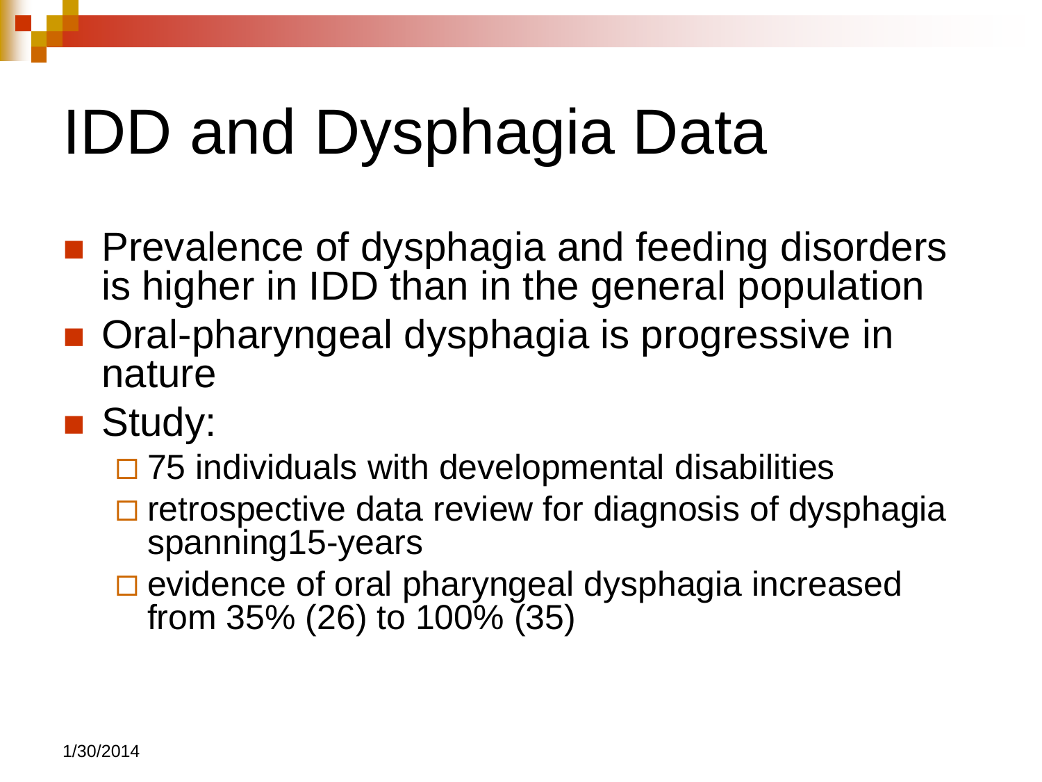# IDD and Dysphagia Data

- Prevalence of dysphagia and feeding disorders is higher in IDD than in the general population
- Oral-pharyngeal dysphagia is progressive in nature
- Study:
  - 75 individuals with developmental disabilities
  - retrospective data review for diagnosis of dysphagia spanning15-years
  - evidence of oral pharyngeal dysphagia increased from 35% (26) to 100% (35)

1/30/2014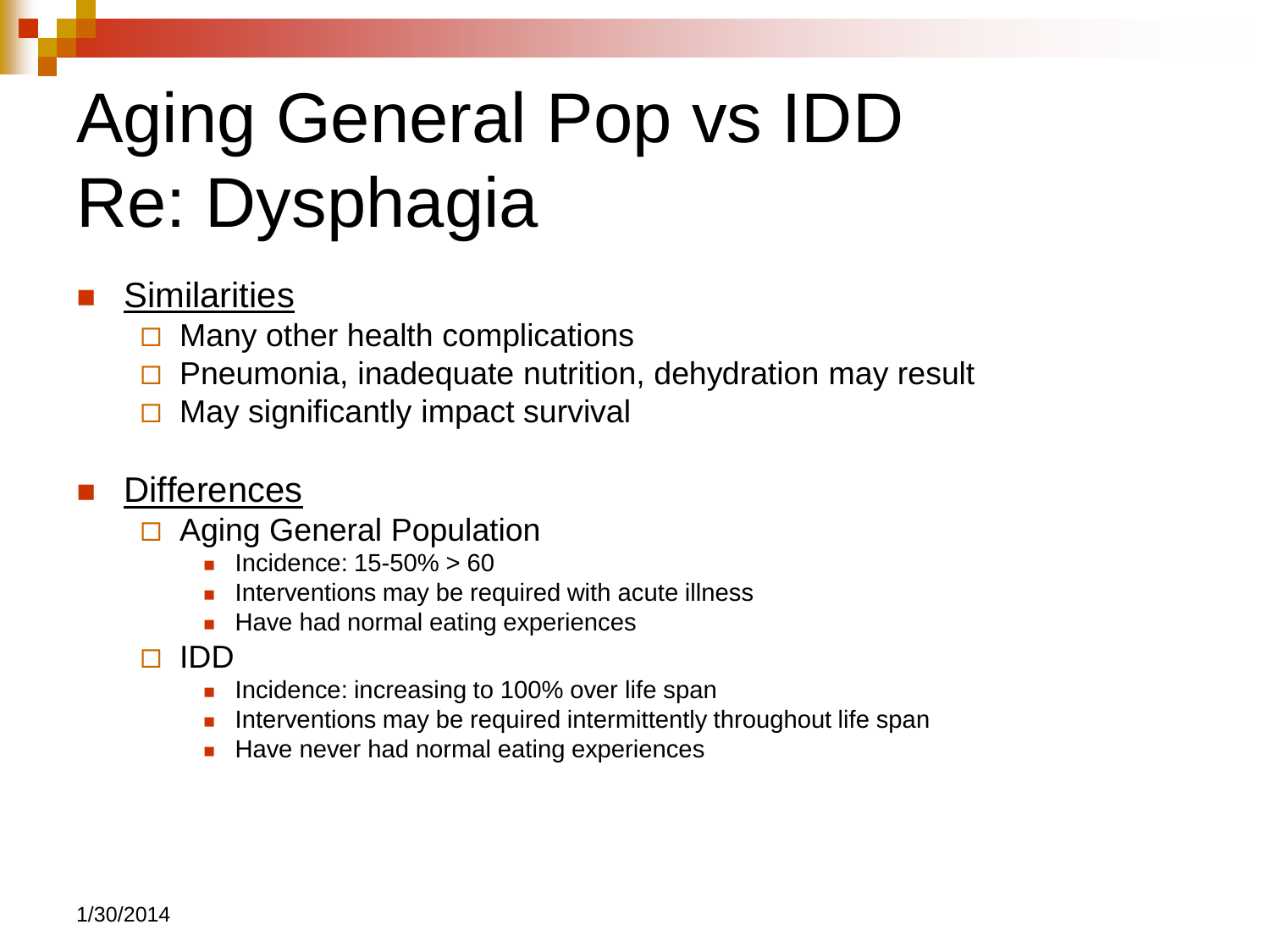# Aging General Pop vs IDD Re: Dysphagia

- <u>Similarities</u>
  - Many other health complications
  - Pneumonia, inadequate nutrition, dehydration may result
  - May significantly impact survival

- <u>Differences</u>
  - Aging General Population
    - Incidence: 15-50% > 60
    - Interventions may be required with acute illness
    - Have had normal eating experiences
  - IDD
    - Incidence: increasing to 100% over life span
    - Interventions may be required intermittently throughout life span
    - Have never had normal eating experiences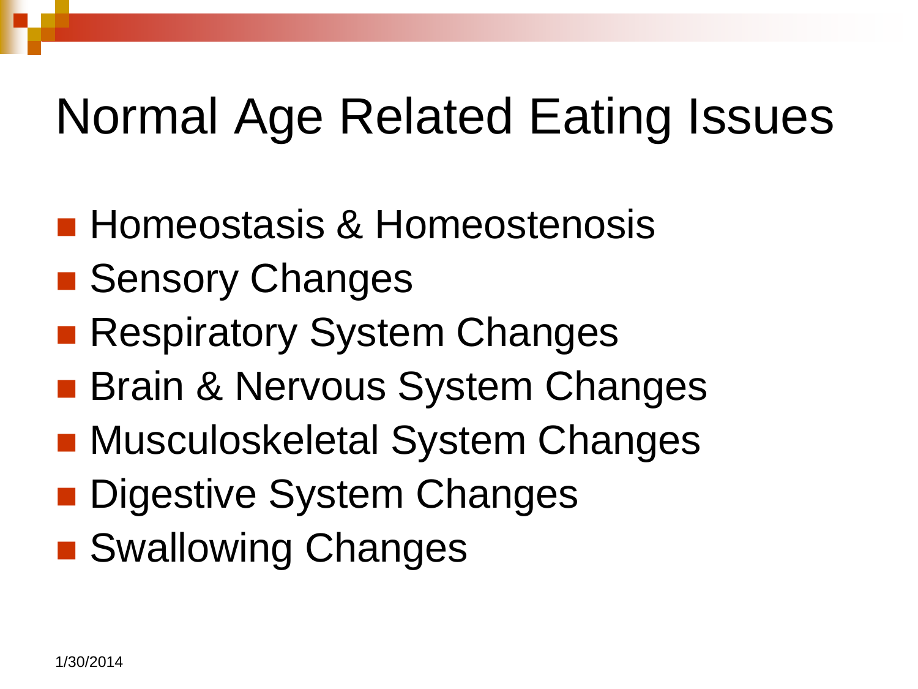# Normal Age Related Eating Issues

- Homeostasis & Homeostenosis
- Sensory Changes
- Respiratory System Changes
- Brain & Nervous System Changes
- Musculoskeletal System Changes
- Digestive System Changes
- Swallowing Changes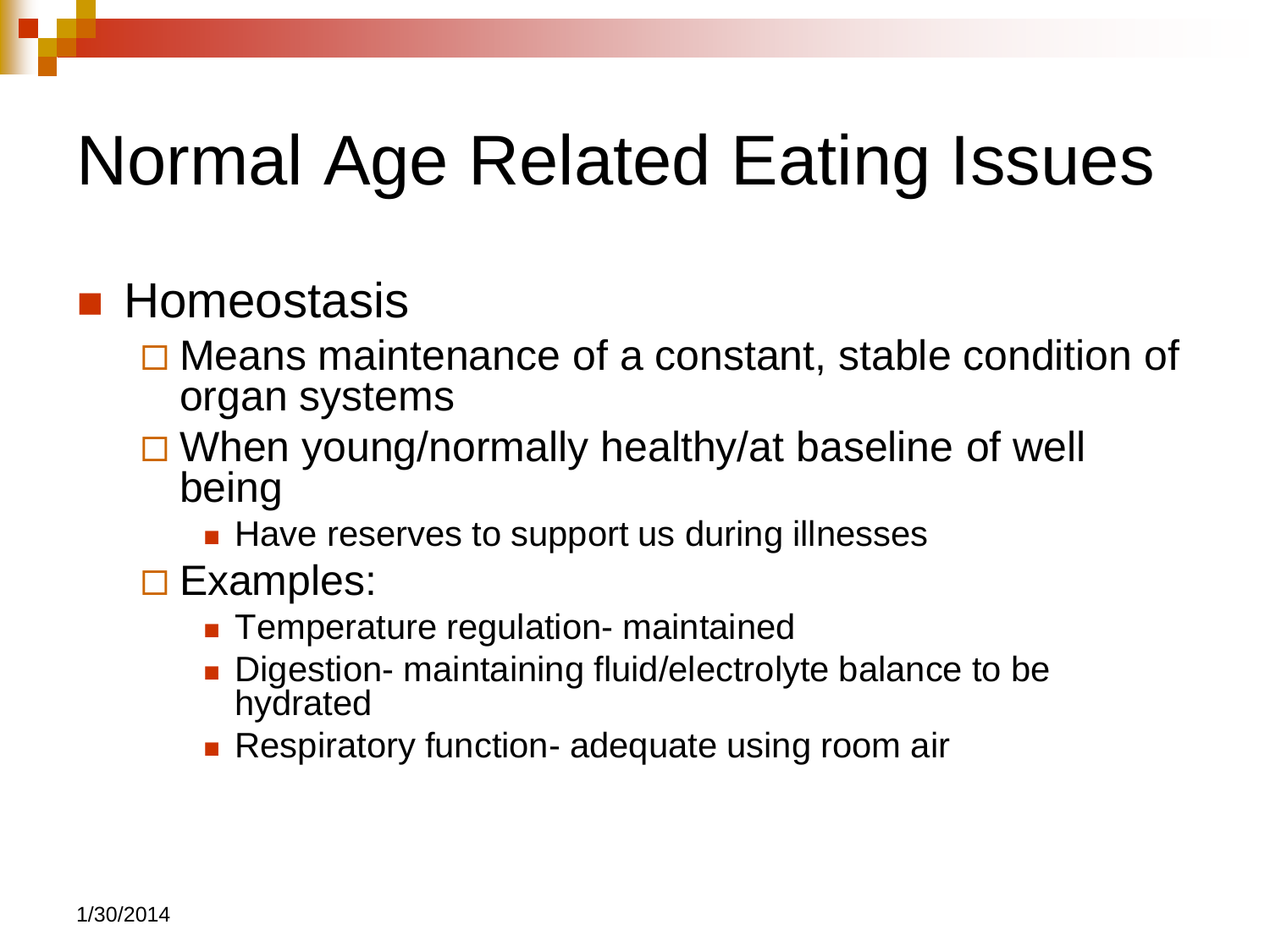# Normal Age Related Eating Issues

- Homeostasis
  - Means maintenance of a constant, stable condition of organ systems
  - When young/normally healthy/at baseline of well being
    - Have reserves to support us during illnesses
  - Examples:
    - Temperature regulation- maintained
    - Digestion- maintaining fluid/electrolyte balance to be hydrated
    - Respiratory function- adequate using room air

1/30/2014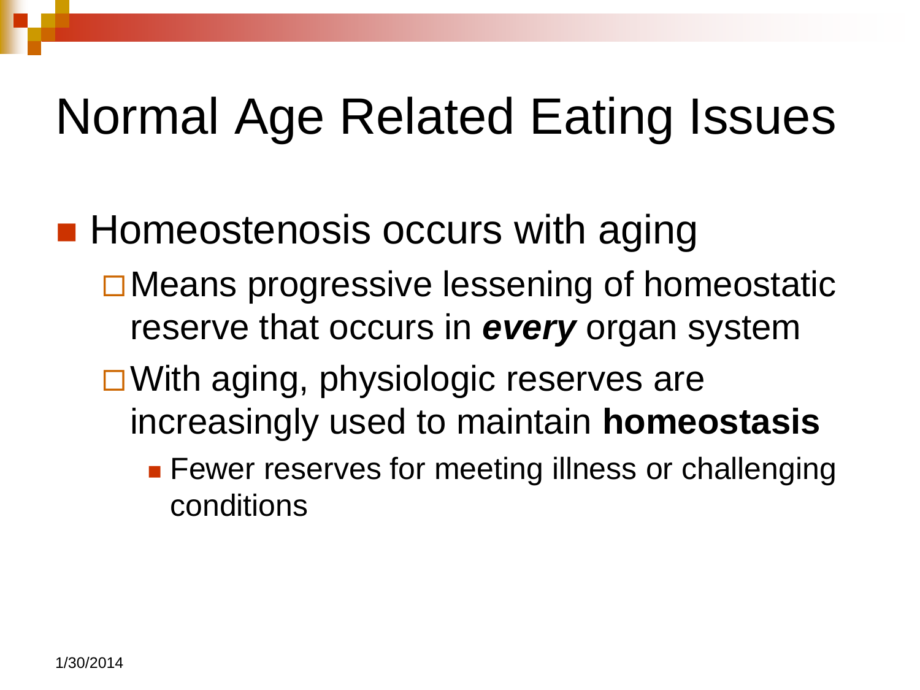# Normal Age Related Eating Issues

- Homeostenosis occurs with aging
  - Means progressive lessening of homeostatic reserve that occurs in ***every*** organ system
  - With aging, physiologic reserves are increasingly used to maintain **homeostasis**
    - Fewer reserves for meeting illness or challenging conditions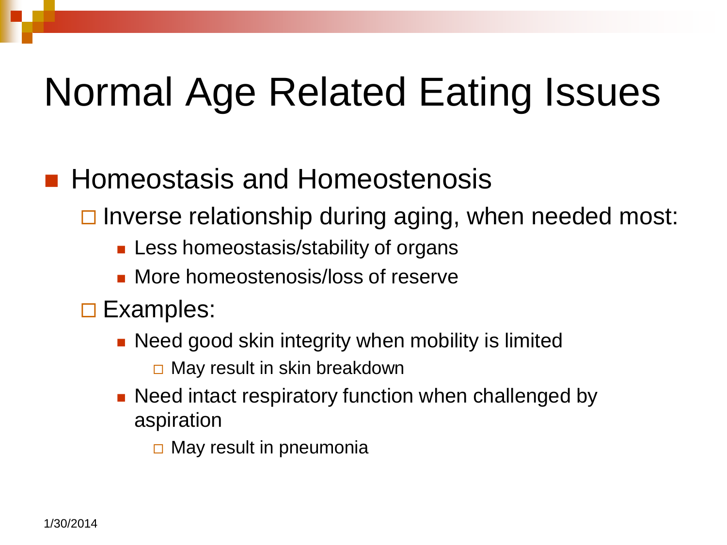# Normal Age Related Eating Issues

- Homeostasis and Homeostenosis
  - Inverse relationship during aging, when needed most:
    - Less homeostasis/stability of organs
    - More homeostenosis/loss of reserve
  - Examples:
    - Need good skin integrity when mobility is limited
      - May result in skin breakdown
    - Need intact respiratory function when challenged by aspiration
      - May result in pneumonia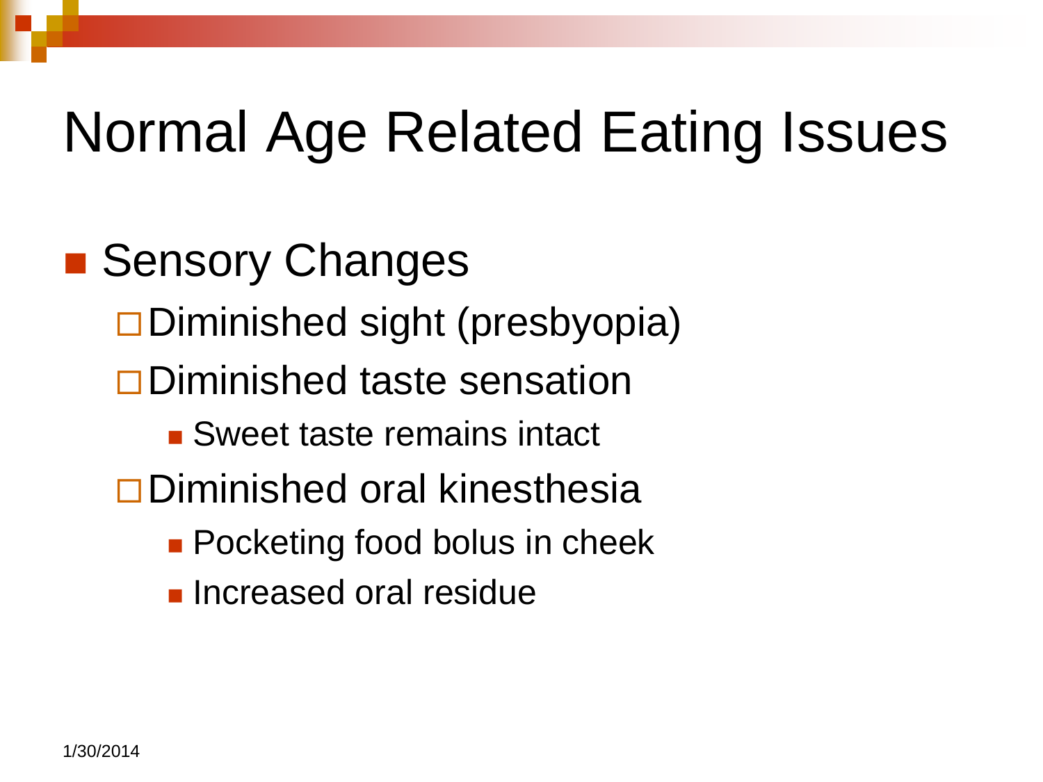# Normal Age Related Eating Issues

- Sensory Changes
  - Diminished sight (presbyopia)
  - Diminished taste sensation
    - Sweet taste remains intact
  - Diminished oral kinesthesia
    - Pocketing food bolus in cheek
    - Increased oral residue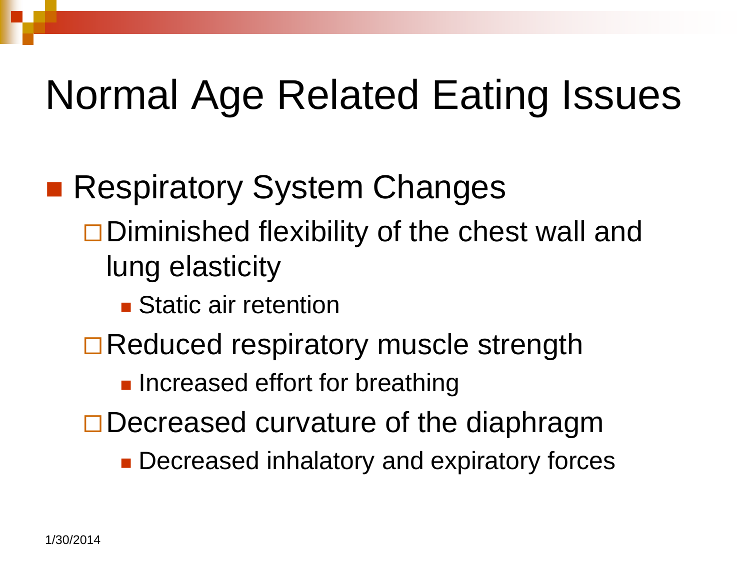# Normal Age Related Eating Issues

- Respiratory System Changes
  - Diminished flexibility of the chest wall and lung elasticity
    - Static air retention
  - Reduced respiratory muscle strength
    - Increased effort for breathing
  - Decreased curvature of the diaphragm
    - Decreased inhalatory and expiratory forces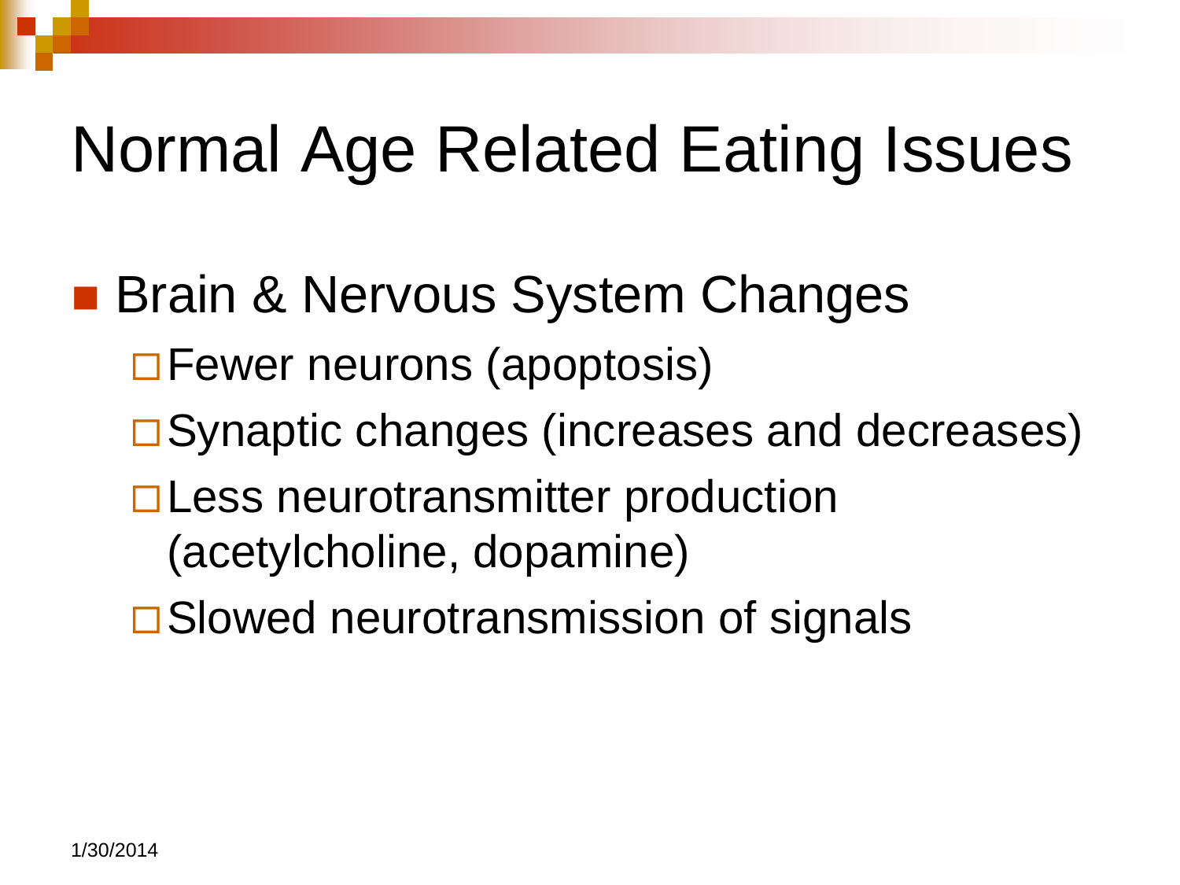# Normal Age Related Eating Issues

- Brain & Nervous System Changes
  - Fewer neurons (apoptosis)
  - Synaptic changes (increases and decreases)
  - Less neurotransmitter production (acetylcholine, dopamine)
  - Slowed neurotransmission of signals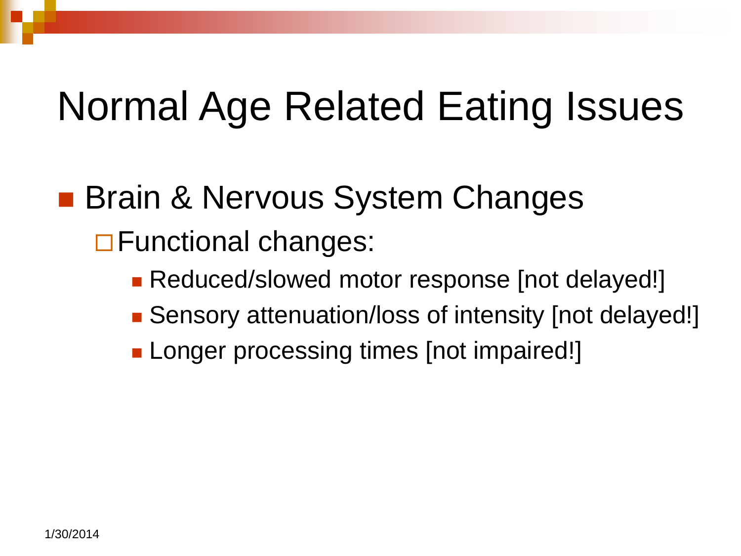# Normal Age Related Eating Issues

- Brain & Nervous System Changes
  - Functional changes:
    - Reduced/slowed motor response [not delayed!]
    - Sensory attenuation/loss of intensity [not delayed!]
    - Longer processing times [not impaired!]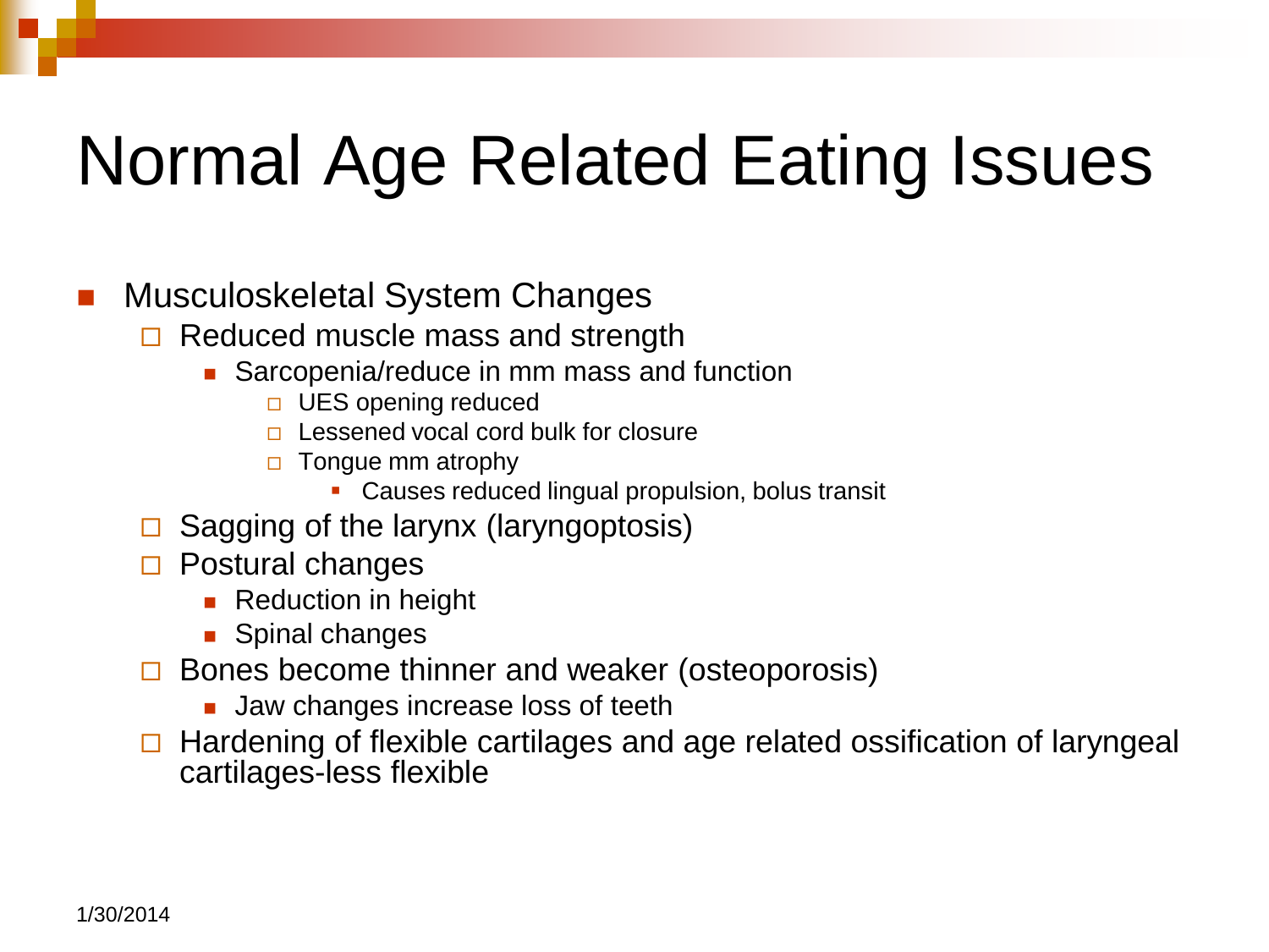# Normal Age Related Eating Issues

- Musculoskeletal System Changes
  - Reduced muscle mass and strength
    - Sarcopenia/reduce in mm mass and function
      - UES opening reduced
      - Lessened vocal cord bulk for closure
      - Tongue mm atrophy
        - Causes reduced lingual propulsion, bolus transit
  - Sagging of the larynx (laryngoptosis)
  - Postural changes
    - Reduction in height
    - Spinal changes
  - Bones become thinner and weaker (osteoporosis)
    - Jaw changes increase loss of teeth
  - Hardening of flexible cartilages and age related ossification of laryngeal cartilages-less flexible

1/30/2014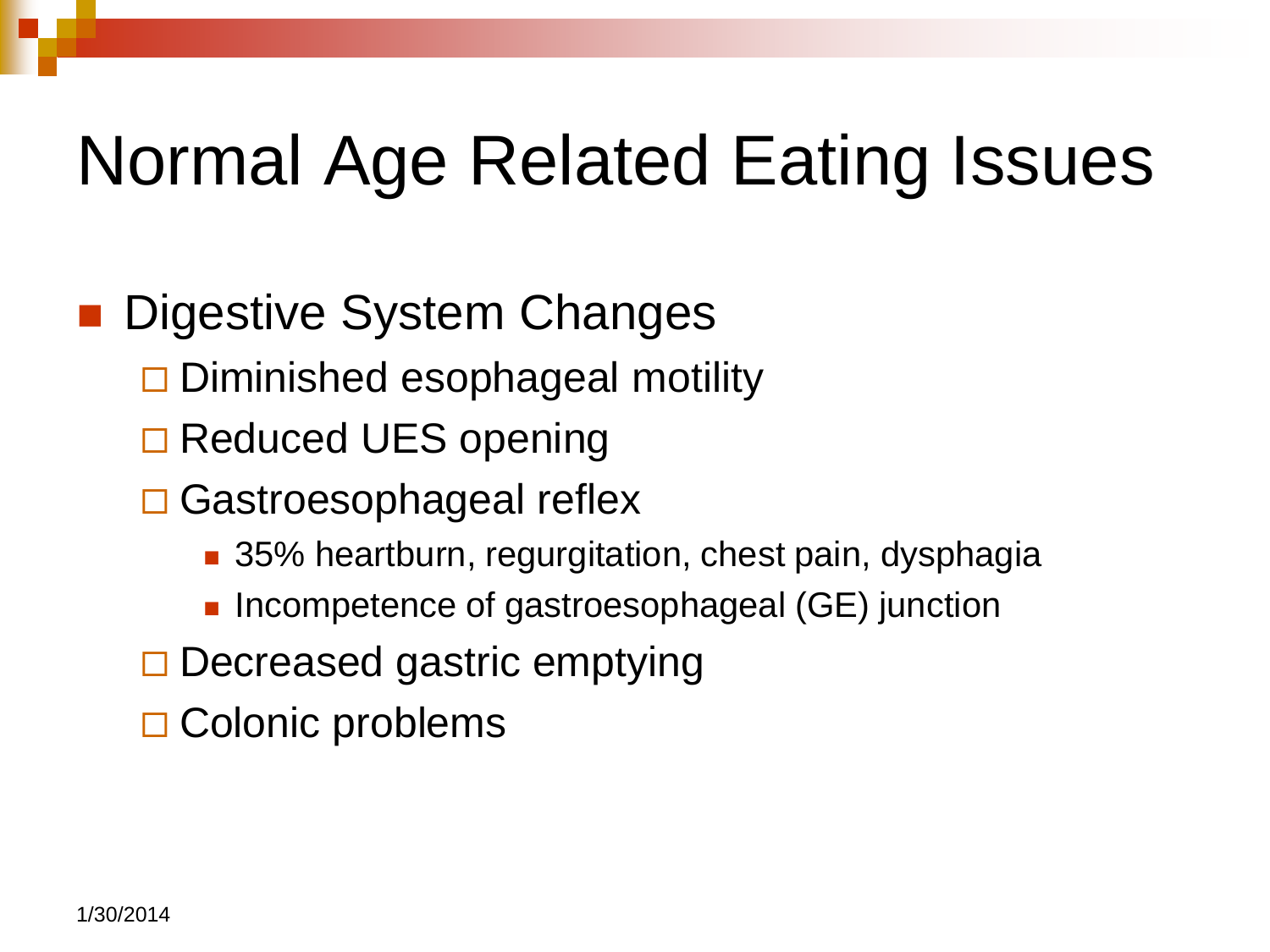# Normal Age Related Eating Issues

- Digestive System Changes
  - Diminished esophageal motility
  - Reduced UES opening
  - Gastroesophageal reflex
    - 35% heartburn, regurgitation, chest pain, dysphagia
    - Incompetence of gastroesophageal (GE) junction
  - Decreased gastric emptying
  - Colonic problems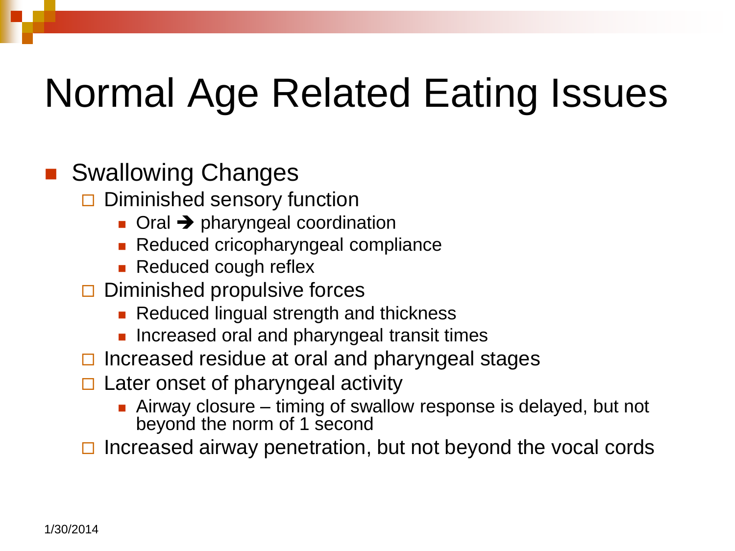# Normal Age Related Eating Issues

- Swallowing Changes
  - Diminished sensory function
    - Oral ➔ pharyngeal coordination
    - Reduced cricopharyngeal compliance
    - Reduced cough reflex
  - Diminished propulsive forces
    - Reduced lingual strength and thickness
    - Increased oral and pharyngeal transit times
  - Increased residue at oral and pharyngeal stages
  - Later onset of pharyngeal activity
    - Airway closure – timing of swallow response is delayed, but not beyond the norm of 1 second
  - Increased airway penetration, but not beyond the vocal cords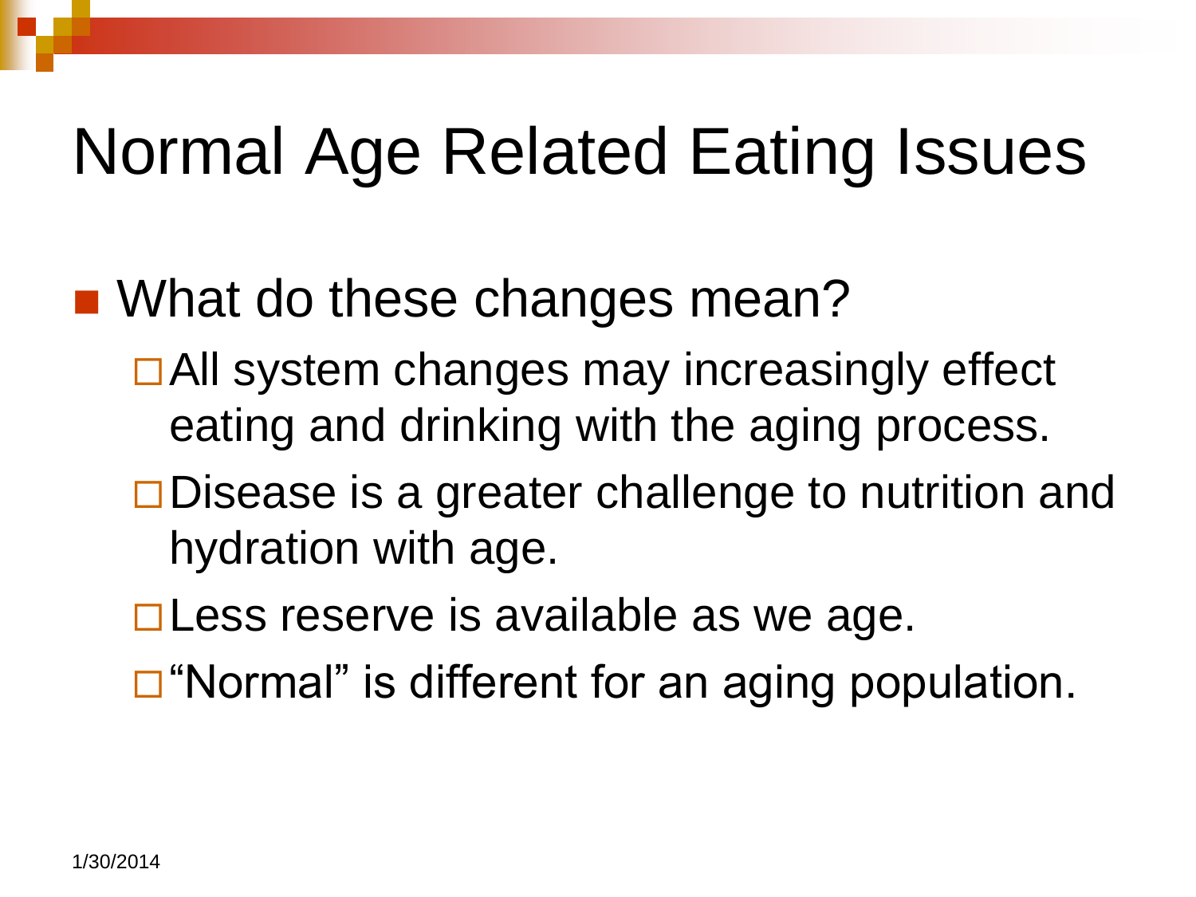# Normal Age Related Eating Issues

- What do these changes mean?
  - All system changes may increasingly effect eating and drinking with the aging process.
  - Disease is a greater challenge to nutrition and hydration with age.
  - Less reserve is available as we age.
  - "Normal" is different for an aging population.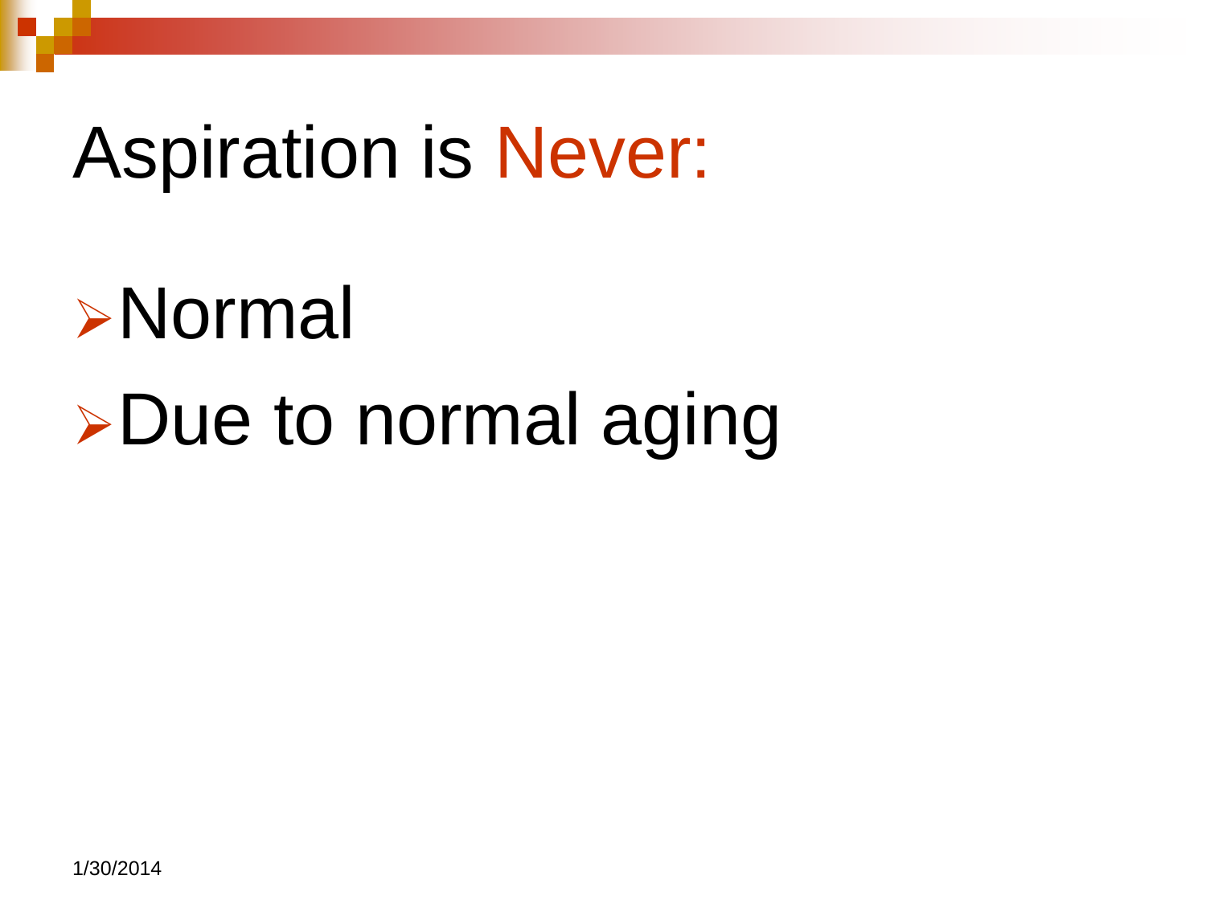# Aspiration is Never:

- Normal
- Due to normal aging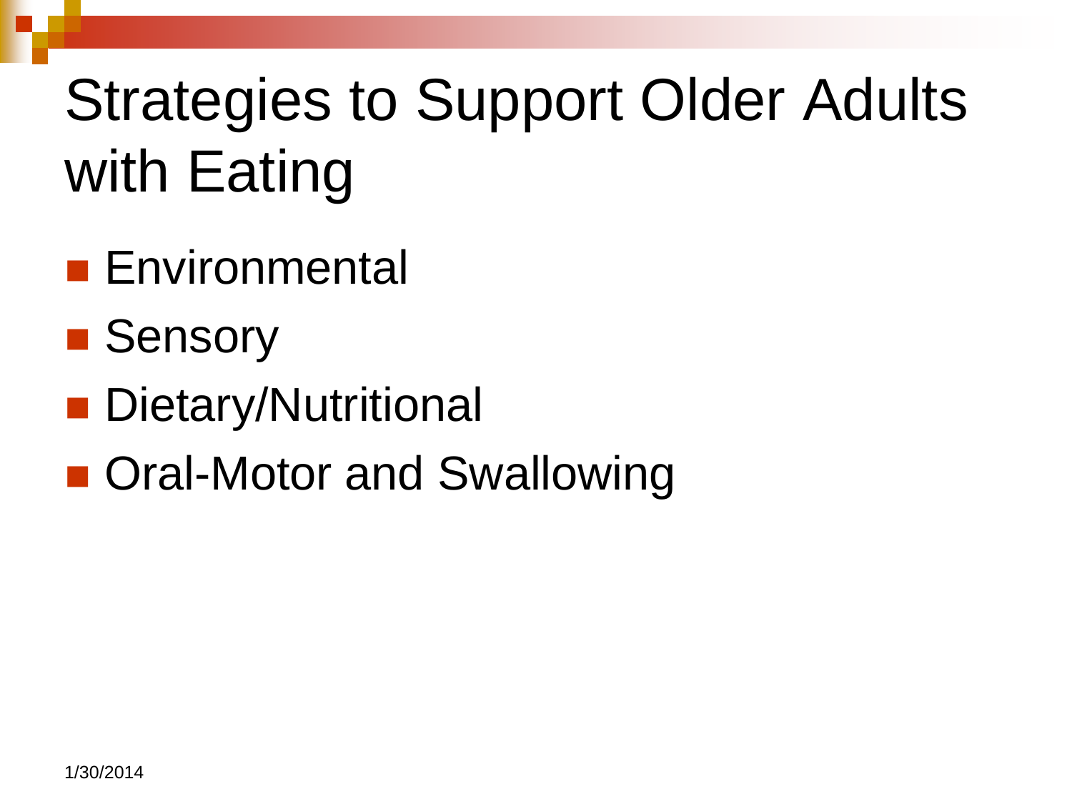# Strategies to Support Older Adults with Eating

- Environmental
- Sensory
- Dietary/Nutritional
- Oral-Motor and Swallowing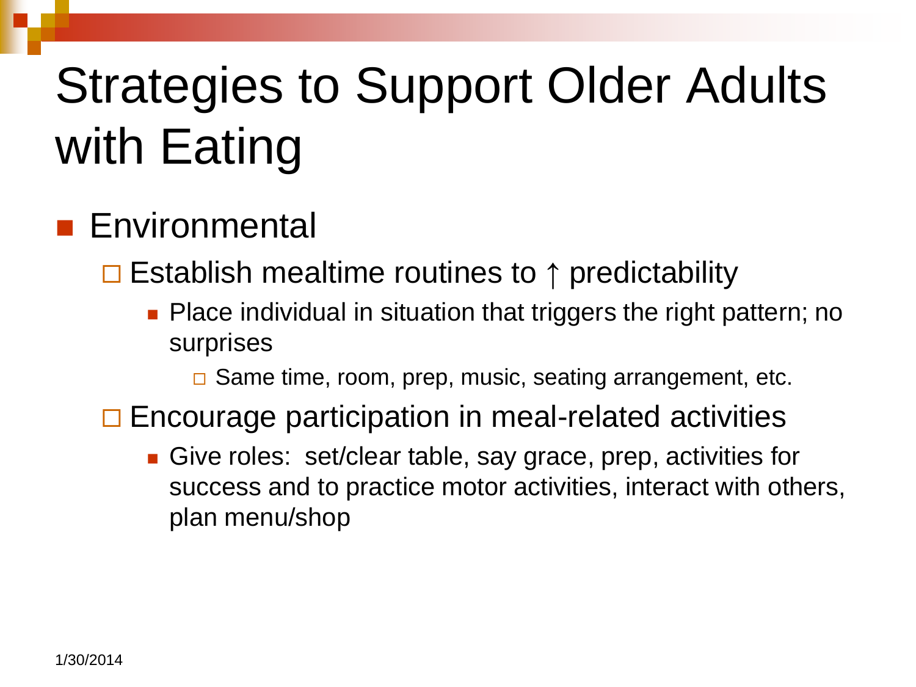# Strategies to Support Older Adults with Eating

- Environmental
  - Establish mealtime routines to ↑ predictability
    - Place individual in situation that triggers the right pattern; no surprises
      - Same time, room, prep, music, seating arrangement, etc.
  - Encourage participation in meal-related activities
    - Give roles: set/clear table, say grace, prep, activities for success and to practice motor activities, interact with others, plan menu/shop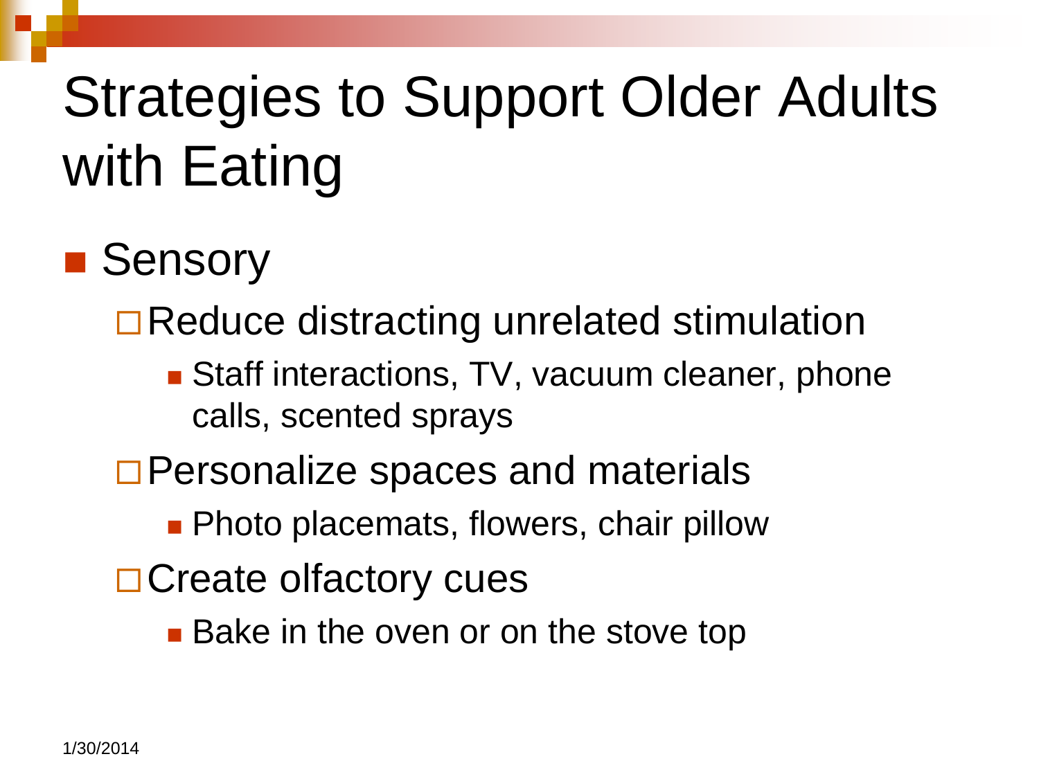# Strategies to Support Older Adults with Eating

- Sensory
  - Reduce distracting unrelated stimulation
    - Staff interactions, TV, vacuum cleaner, phone calls, scented sprays
  - Personalize spaces and materials
    - Photo placemats, flowers, chair pillow
  - Create olfactory cues
    - Bake in the oven or on the stove top

1/30/2014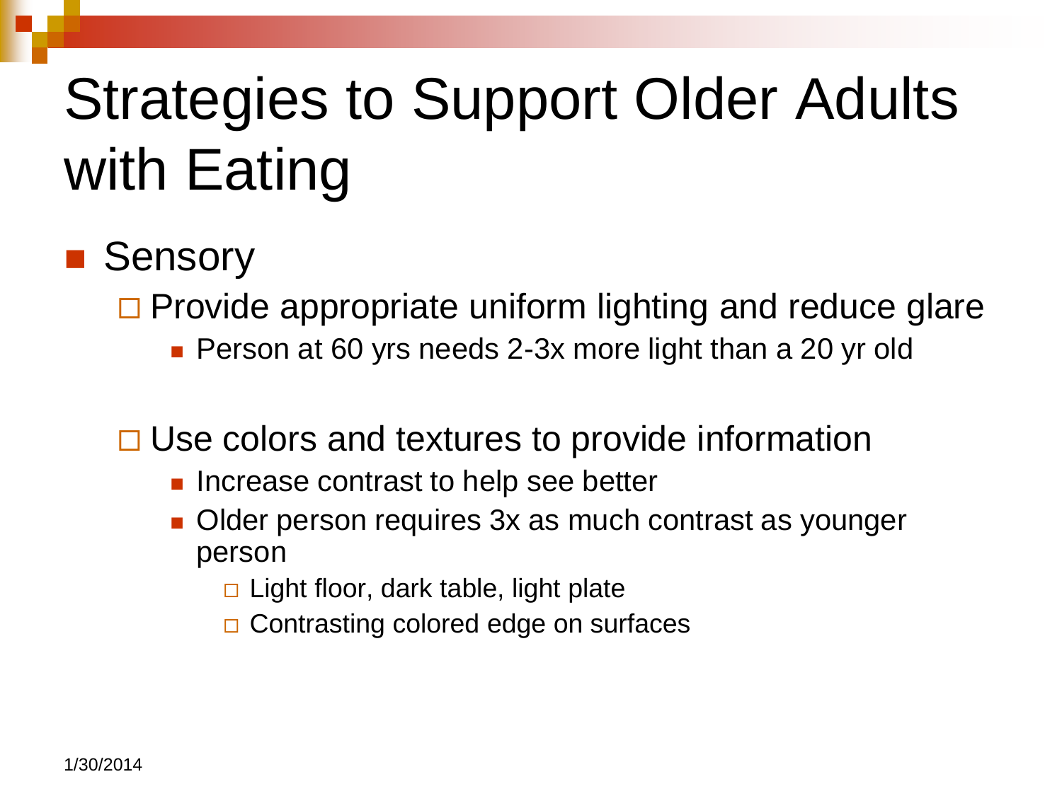# Strategies to Support Older Adults with Eating

- Sensory
  - Provide appropriate uniform lighting and reduce glare
    - Person at 60 yrs needs 2-3x more light than a 20 yr old
  - Use colors and textures to provide information
    - Increase contrast to help see better
    - Older person requires 3x as much contrast as younger person
      - Light floor, dark table, light plate
      - Contrasting colored edge on surfaces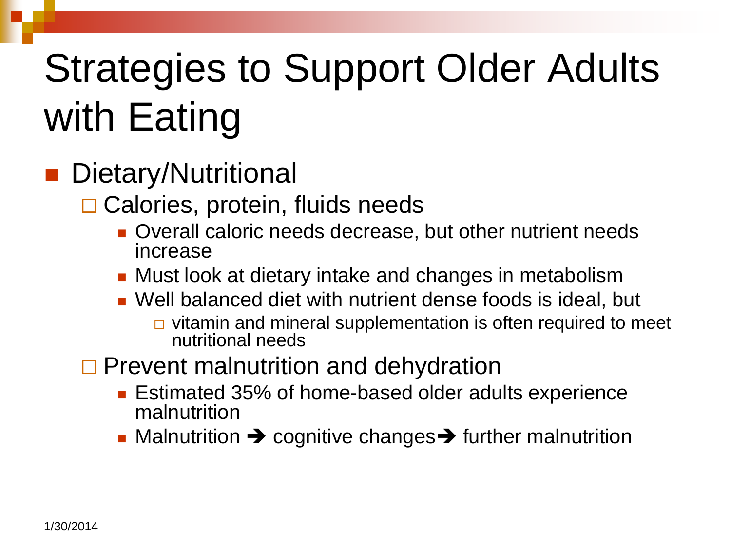# Strategies to Support Older Adults with Eating

- Dietary/Nutritional
  - Calories, protein, fluids needs
    - Overall caloric needs decrease, but other nutrient needs increase
    - Must look at dietary intake and changes in metabolism
    - Well balanced diet with nutrient dense foods is ideal, but
      - vitamin and mineral supplementation is often required to meet nutritional needs
  - Prevent malnutrition and dehydration
    - Estimated 35% of home-based older adults experience malnutrition
    - Malnutrition ➔ cognitive changes➔ further malnutrition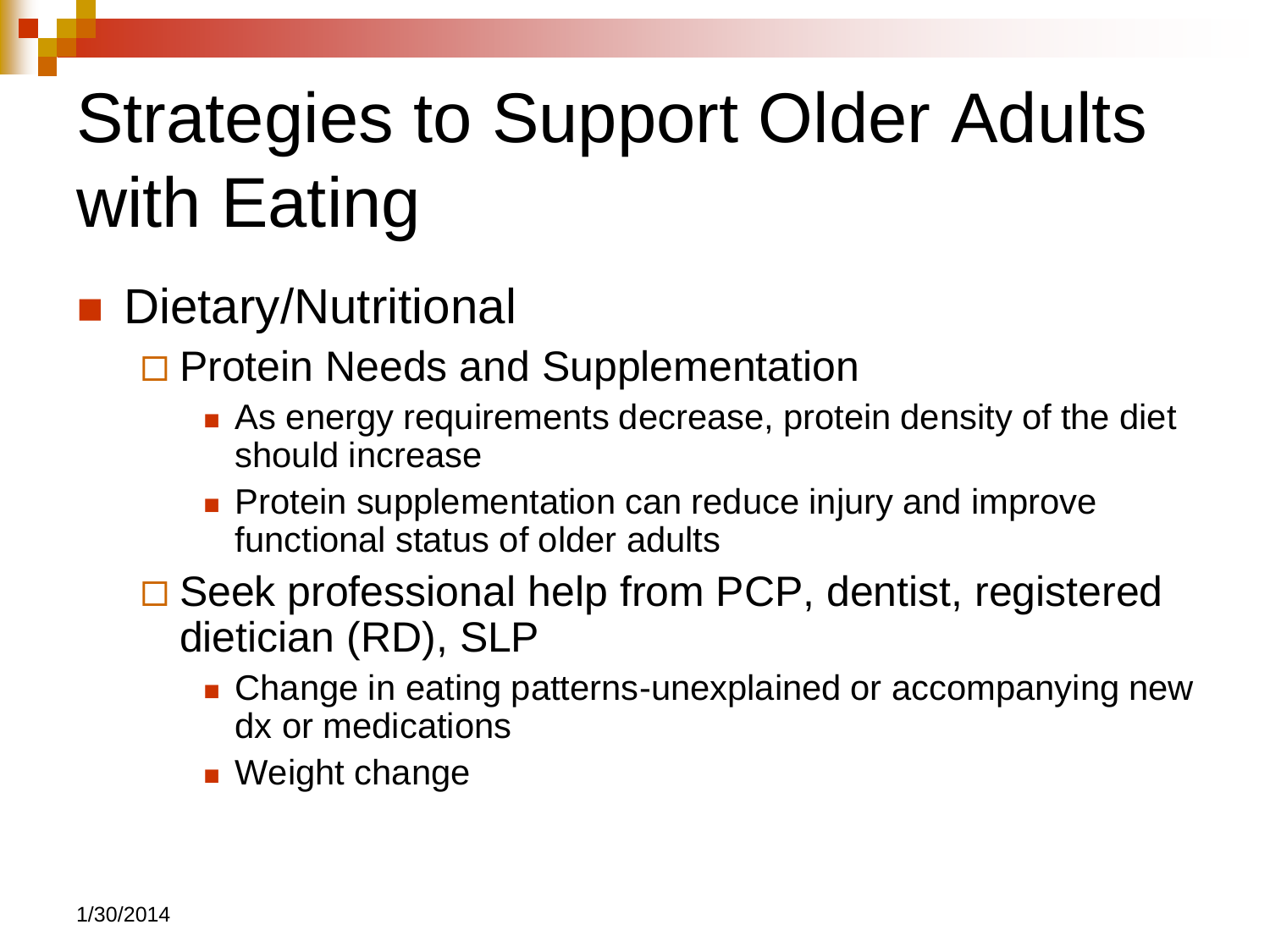# Strategies to Support Older Adults with Eating

- Dietary/Nutritional
  - Protein Needs and Supplementation
    - As energy requirements decrease, protein density of the diet should increase
    - Protein supplementation can reduce injury and improve functional status of older adults
  - Seek professional help from PCP, dentist, registered dietician (RD), SLP
    - Change in eating patterns-unexplained or accompanying new dx or medications
    - Weight change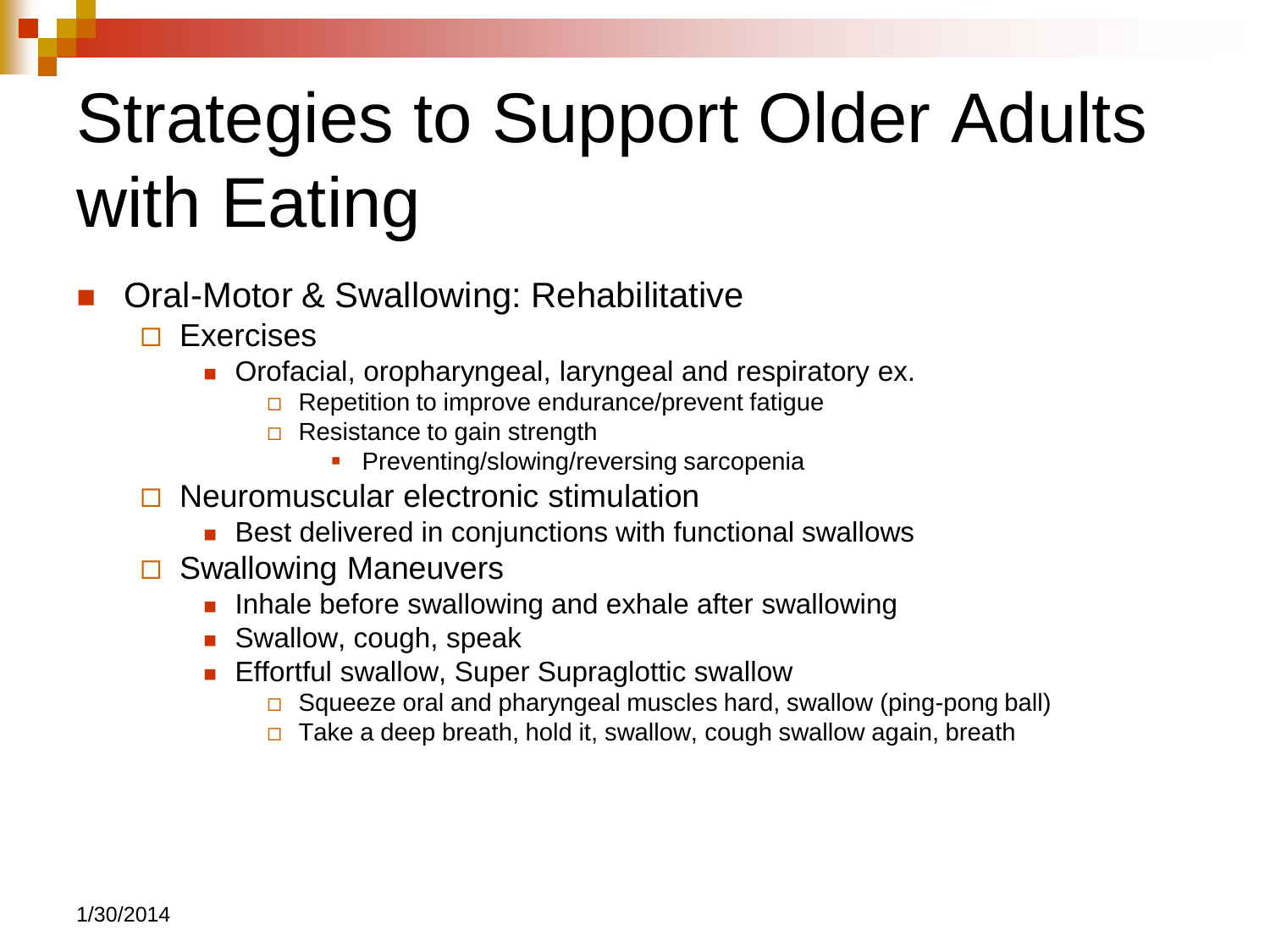# Strategies to Support Older Adults with Eating

- Oral-Motor & Swallowing: Rehabilitative
  - Exercises
    - Orofacial, oropharyngeal, laryngeal and respiratory ex.
      - Repetition to improve endurance/prevent fatigue
      - Resistance to gain strength
        - Preventing/slowing/reversing sarcopenia
  - Neuromuscular electronic stimulation
    - Best delivered in conjunctions with functional swallows
  - Swallowing Maneuvers
    - Inhale before swallowing and exhale after swallowing
    - Swallow, cough, speak
    - Effortful swallow, Super Supraglottic swallow
      - Squeeze oral and pharyngeal muscles hard, swallow (ping-pong ball)
      - Take a deep breath, hold it, swallow, cough swallow again, breath

1/30/2014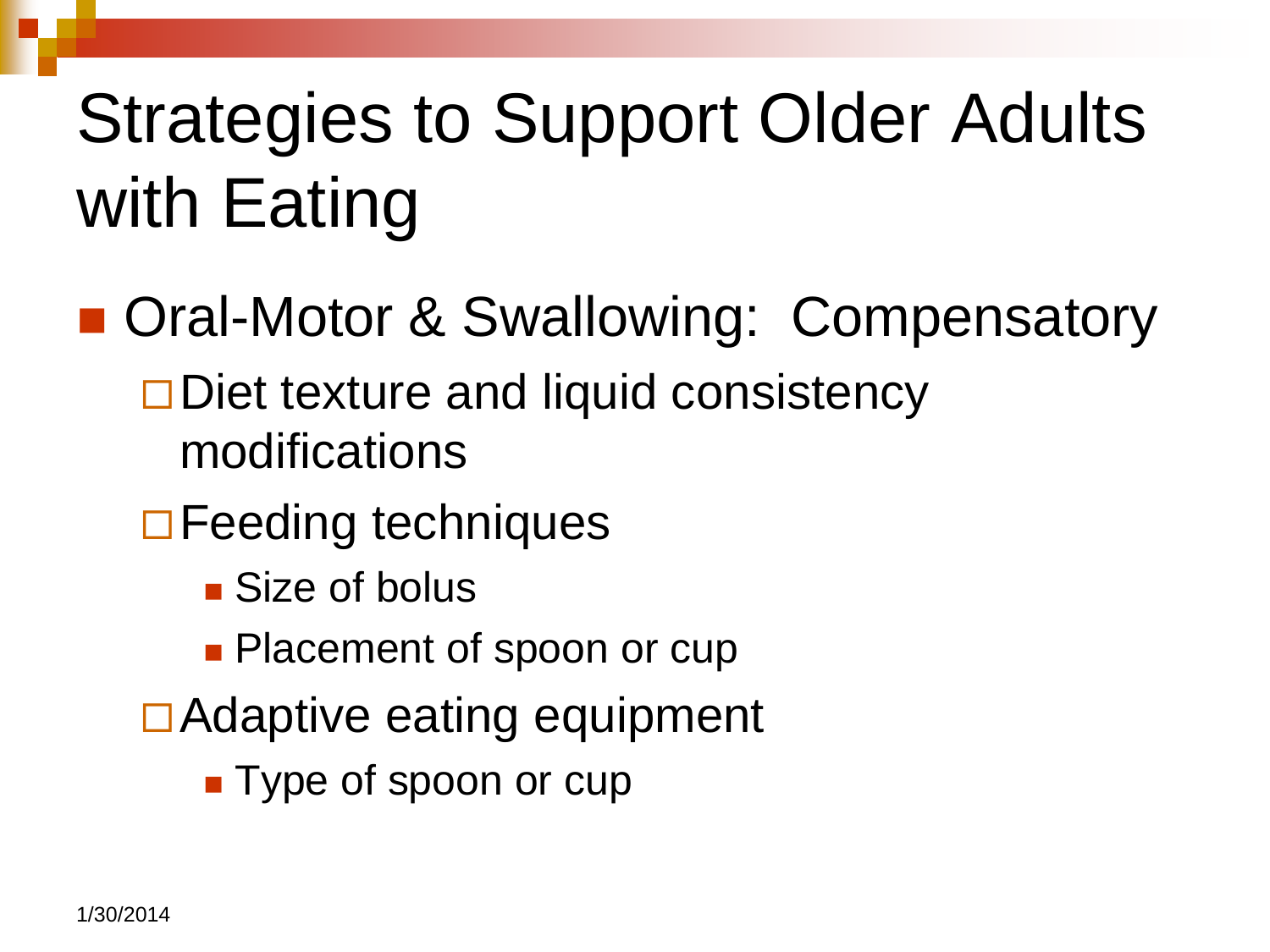# Strategies to Support Older Adults with Eating

- Oral-Motor & Swallowing: Compensatory
  - Diet texture and liquid consistency modifications
  - Feeding techniques
    - Size of bolus
    - Placement of spoon or cup
  - Adaptive eating equipment
    - Type of spoon or cup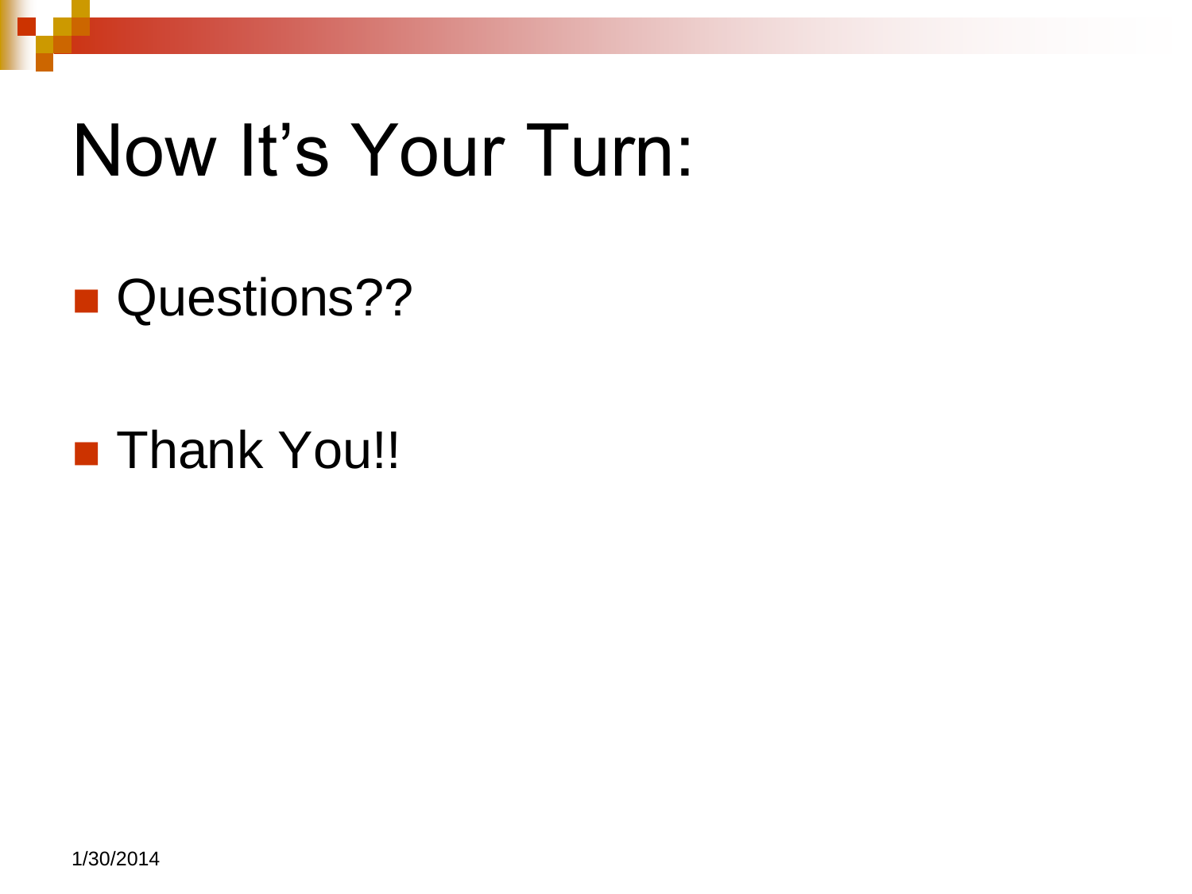# Now It’s Your Turn:

- Questions??
- Thank You!!